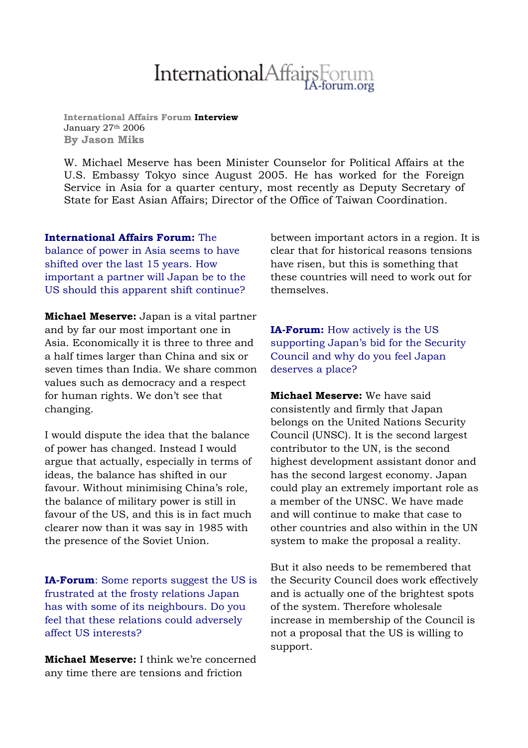# InternationalAffairsForum
IA-forum.org

**International Affairs Forum Interview**
January 27th 2006
**By Jason Miks**

W. Michael Meserve has been Minister Counselor for Political Affairs at the U.S. Embassy Tokyo since August 2005. He has worked for the Foreign Service in Asia for a quarter century, most recently as Deputy Secretary of State for East Asian Affairs; Director of the Office of Taiwan Coordination.

**International Affairs Forum:** The balance of power in Asia seems to have shifted over the last 15 years. How important a partner will Japan be to the US should this apparent shift continue?

**Michael Meserve:** Japan is a vital partner and by far our most important one in Asia. Economically it is three to three and a half times larger than China and six or seven times than India. We share common values such as democracy and a respect for human rights. We don't see that changing.

I would dispute the idea that the balance of power has changed. Instead I would argue that actually, especially in terms of ideas, the balance has shifted in our favour. Without minimising China's role, the balance of military power is still in favour of the US, and this is in fact much clearer now than it was say in 1985 with the presence of the Soviet Union.

**IA-Forum**: Some reports suggest the US is frustrated at the frosty relations Japan has with some of its neighbours. Do you feel that these relations could adversely affect US interests?

**Michael Meserve:** I think we're concerned any time there are tensions and friction between important actors in a region. It is clear that for historical reasons tensions have risen, but this is something that these countries will need to work out for themselves.

**IA-Forum:** How actively is the US supporting Japan's bid for the Security Council and why do you feel Japan deserves a place?

**Michael Meserve:** We have said consistently and firmly that Japan belongs on the United Nations Security Council (UNSC). It is the second largest contributor to the UN, is the second highest development assistant donor and has the second largest economy. Japan could play an extremely important role as a member of the UNSC. We have made and will continue to make that case to other countries and also within in the UN system to make the proposal a reality.

But it also needs to be remembered that the Security Council does work effectively and is actually one of the brightest spots of the system. Therefore wholesale increase in membership of the Council is not a proposal that the US is willing to support.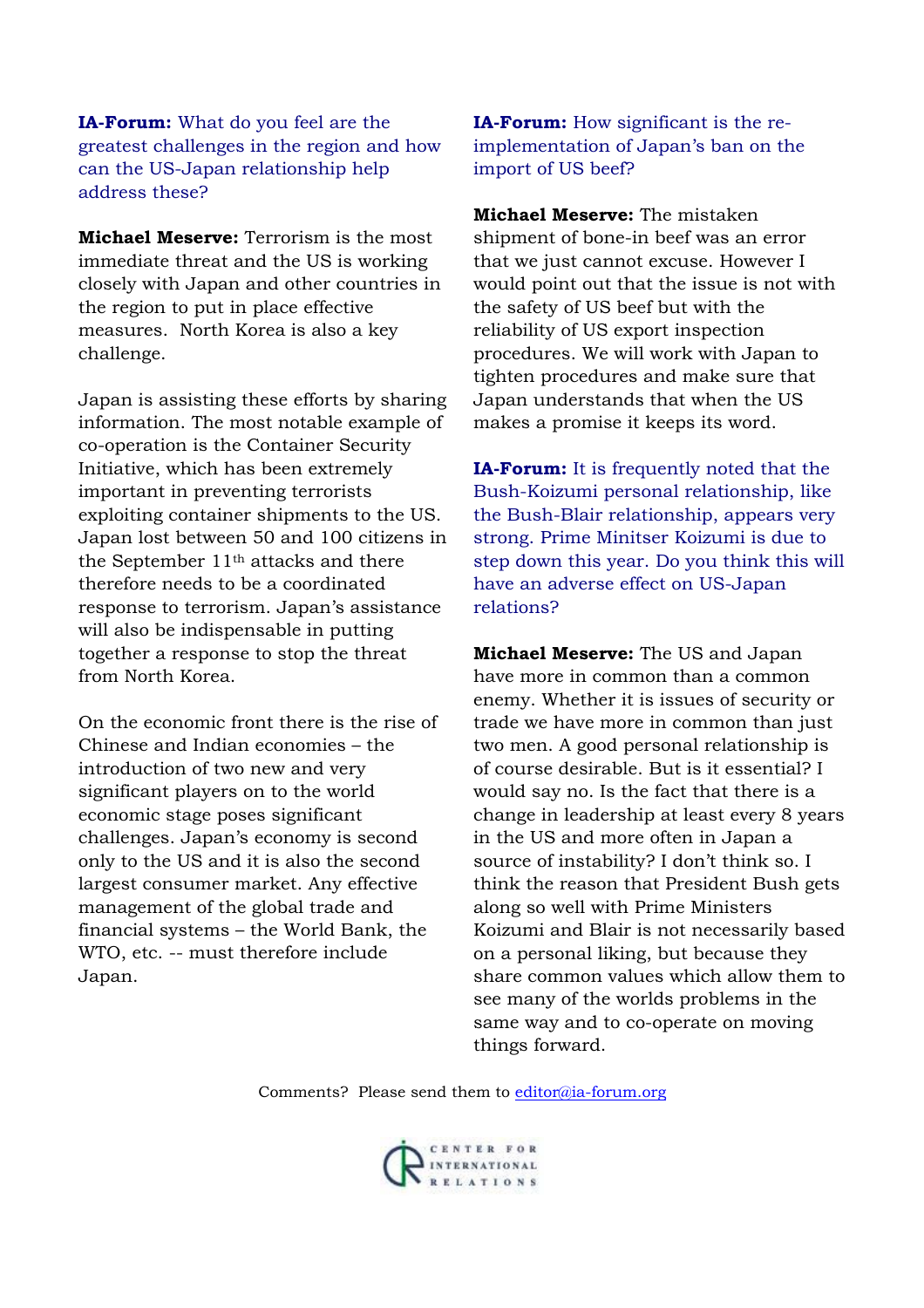**IA-Forum:** What do you feel are the greatest challenges in the region and how can the US-Japan relationship help address these?

**Michael Meserve:** Terrorism is the most immediate threat and the US is working closely with Japan and other countries in the region to put in place effective measures. North Korea is also a key challenge.

Japan is assisting these efforts by sharing information. The most notable example of co-operation is the Container Security Initiative, which has been extremely important in preventing terrorists exploiting container shipments to the US. Japan lost between 50 and 100 citizens in the September 11th attacks and there therefore needs to be a coordinated response to terrorism. Japan's assistance will also be indispensable in putting together a response to stop the threat from North Korea.

On the economic front there is the rise of Chinese and Indian economies – the introduction of two new and very significant players on to the world economic stage poses significant challenges. Japan's economy is second only to the US and it is also the second largest consumer market. Any effective management of the global trade and financial systems – the World Bank, the WTO, etc. -- must therefore include Japan.

**IA-Forum:** How significant is the re-implementation of Japan's ban on the import of US beef?

**Michael Meserve:** The mistaken shipment of bone-in beef was an error that we just cannot excuse. However I would point out that the issue is not with the safety of US beef but with the reliability of US export inspection procedures. We will work with Japan to tighten procedures and make sure that Japan understands that when the US makes a promise it keeps its word.

**IA-Forum:** It is frequently noted that the Bush-Koizumi personal relationship, like the Bush-Blair relationship, appears very strong. Prime Minitser Koizumi is due to step down this year. Do you think this will have an adverse effect on US-Japan relations?

**Michael Meserve:** The US and Japan have more in common than a common enemy. Whether it is issues of security or trade we have more in common than just two men. A good personal relationship is of course desirable. But is it essential? I would say no. Is the fact that there is a change in leadership at least every 8 years in the US and more often in Japan a source of instability? I don't think so. I think the reason that President Bush gets along so well with Prime Ministers Koizumi and Blair is not necessarily based on a personal liking, but because they share common values which allow them to see many of the worlds problems in the same way and to co-operate on moving things forward.

Comments? Please send them to editor@ia-forum.org

CENTER FOR INTERNATIONAL RELATIONS